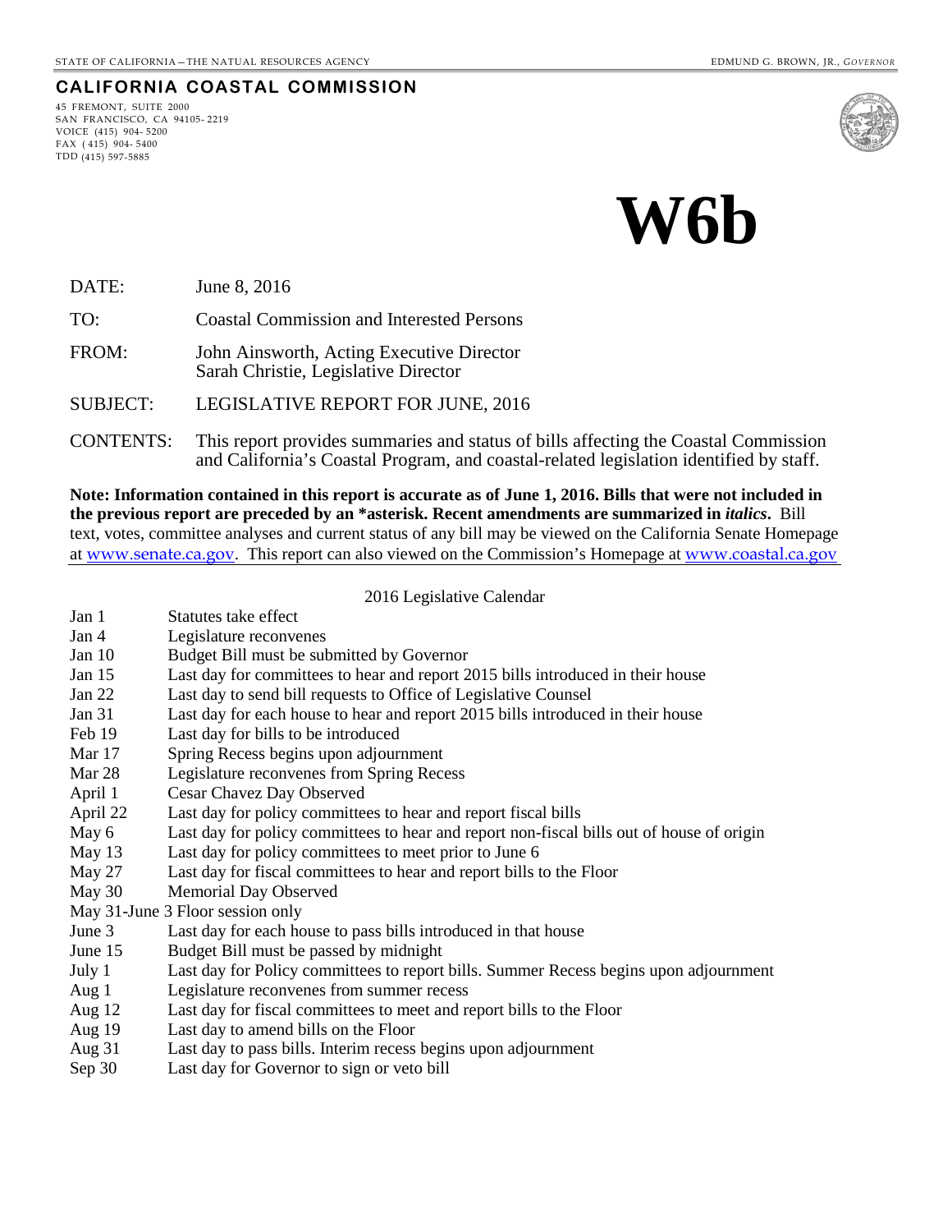STATE OF CALIFORNIA – THE NATURAL RESOURCES AGENCY

EDMUND G. BROWN, JR., *GOVERNOR*

**CALIFORNIA COASTAL COMMISSION**

45 FREMONT, SUITE 2000
SAN FRANCISCO, CA 94105- 2219
VOICE (415) 904- 5200
FAX ( 415) 904- 5400
TDD (415) 597-5885

# W6b

DATE: June 8, 2016

TO: Coastal Commission and Interested Persons

FROM: John Ainsworth, Acting Executive Director
Sarah Christie, Legislative Director

SUBJECT: LEGISLATIVE REPORT FOR JUNE, 2016

CONTENTS: This report provides summaries and status of bills affecting the Coastal Commission and California's Coastal Program, and coastal-related legislation identified by staff.

**Note: Information contained in this report is accurate as of June 1, 2016. Bills that were not included in the previous report are preceded by an *asterisk. Recent amendments are summarized in *italics*.** Bill text, votes, committee analyses and current status of any bill may be viewed on the California Senate Homepage at www.senate.ca.gov. This report can also viewed on the Commission's Homepage at www.coastal.ca.gov

2016 Legislative Calendar

| Date | Event |
|---|---|
| Jan 1 | Statutes take effect |
| Jan 4 | Legislature reconvenes |
| Jan 10 | Budget Bill must be submitted by Governor |
| Jan 15 | Last day for committees to hear and report 2015 bills introduced in their house |
| Jan 22 | Last day to send bill requests to Office of Legislative Counsel |
| Jan 31 | Last day for each house to hear and report 2015 bills introduced in their house |
| Feb 19 | Last day for bills to be introduced |
| Mar 17 | Spring Recess begins upon adjournment |
| Mar 28 | Legislature reconvenes from Spring Recess |
| April 1 | Cesar Chavez Day Observed |
| April 22 | Last day for policy committees to hear and report fiscal bills |
| May 6 | Last day for policy committees to hear and report non-fiscal bills out of house of origin |
| May 13 | Last day for policy committees to meet prior to June 6 |
| May 27 | Last day for fiscal committees to hear and report bills to the Floor |
| May 30 | Memorial Day Observed |
| May 31-June 3 | Floor session only |
| June 3 | Last day for each house to pass bills introduced in that house |
| June 15 | Budget Bill must be passed by midnight |
| July 1 | Last day for Policy committees to report bills. Summer Recess begins upon adjournment |
| Aug 1 | Legislature reconvenes from summer recess |
| Aug 12 | Last day for fiscal committees to meet and report bills to the Floor |
| Aug 19 | Last day to amend bills on the Floor |
| Aug 31 | Last day to pass bills. Interim recess begins upon adjournment |
| Sep 30 | Last day for Governor to sign or veto bill |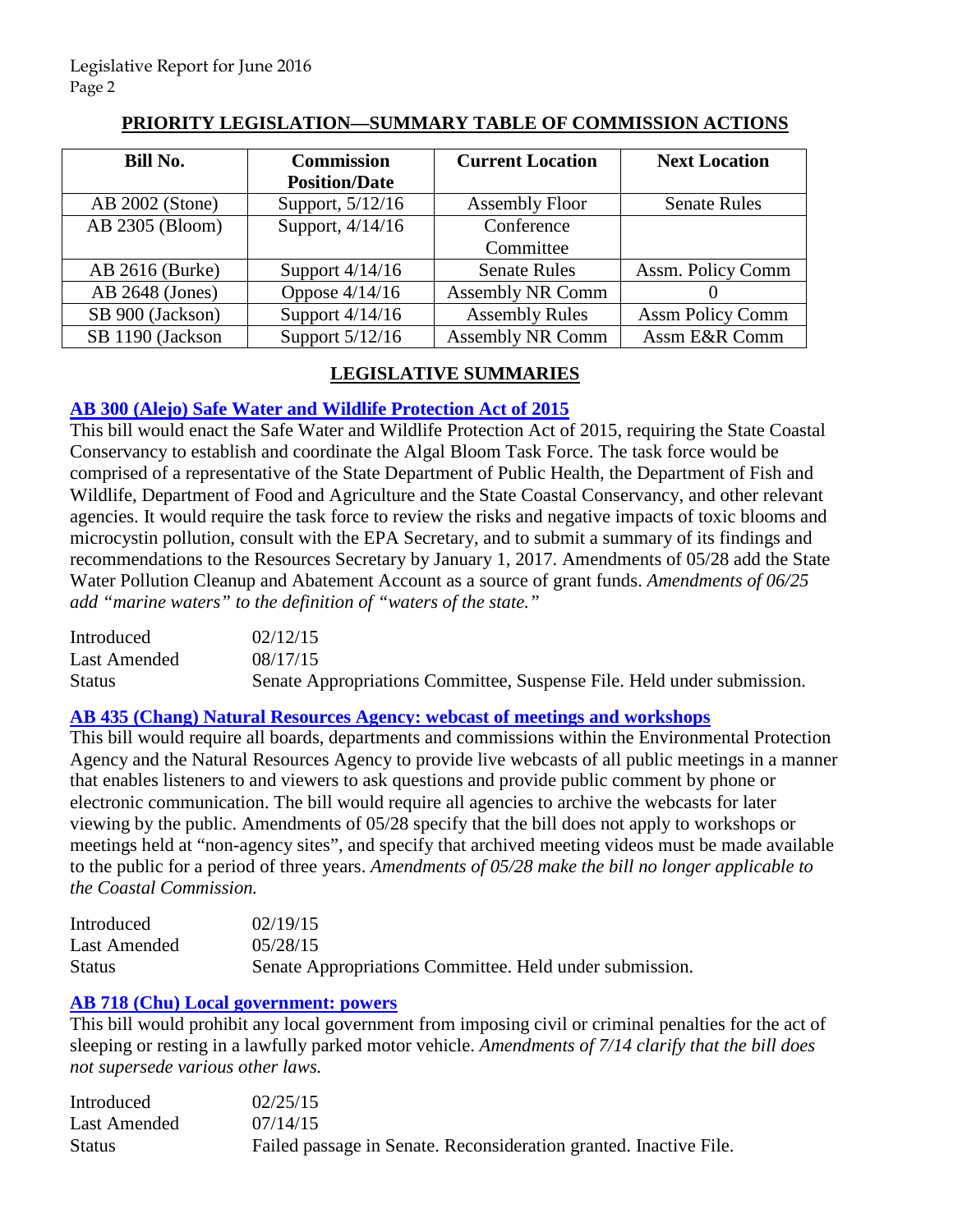## PRIORITY LEGISLATION—SUMMARY TABLE OF COMMISSION ACTIONS

| Bill No. | Commission Position/Date | Current Location | Next Location |
|---|---|---|---|
| AB 2002 (Stone) | Support, 5/12/16 | Assembly Floor | Senate Rules |
| AB 2305 (Bloom) | Support, 4/14/16 | Conference Committee | |
| AB 2616 (Burke) | Support 4/14/16 | Senate Rules | Assm. Policy Comm |
| AB 2648 (Jones) | Oppose 4/14/16 | Assembly NR Comm | 0 |
| SB 900 (Jackson) | Support 4/14/16 | Assembly Rules | Assm Policy Comm |
| SB 1190 (Jackson | Support 5/12/16 | Assembly NR Comm | Assm E&R Comm |

## LEGISLATIVE SUMMARIES

### AB 300 (Alejo) Safe Water and Wildlife Protection Act of 2015

This bill would enact the Safe Water and Wildlife Protection Act of 2015, requiring the State Coastal Conservancy to establish and coordinate the Algal Bloom Task Force. The task force would be comprised of a representative of the State Department of Public Health, the Department of Fish and Wildlife, Department of Food and Agriculture and the State Coastal Conservancy, and other relevant agencies. It would require the task force to review the risks and negative impacts of toxic blooms and microcystin pollution, consult with the EPA Secretary, and to submit a summary of its findings and recommendations to the Resources Secretary by January 1, 2017. Amendments of 05/28 add the State Water Pollution Cleanup and Abatement Account as a source of grant funds. *Amendments of 06/25 add "marine waters" to the definition of "waters of the state."*

| | |
|---|---|
| Introduced | 02/12/15 |
| Last Amended | 08/17/15 |
| Status | Senate Appropriations Committee, Suspense File. Held under submission. |

### AB 435 (Chang) Natural Resources Agency: webcast of meetings and workshops

This bill would require all boards, departments and commissions within the Environmental Protection Agency and the Natural Resources Agency to provide live webcasts of all public meetings in a manner that enables listeners to and viewers to ask questions and provide public comment by phone or electronic communication. The bill would require all agencies to archive the webcasts for later viewing by the public. Amendments of 05/28 specify that the bill does not apply to workshops or meetings held at "non-agency sites", and specify that archived meeting videos must be made available to the public for a period of three years. *Amendments of 05/28 make the bill no longer applicable to the Coastal Commission.*

| | |
|---|---|
| Introduced | 02/19/15 |
| Last Amended | 05/28/15 |
| Status | Senate Appropriations Committee. Held under submission. |

### AB 718 (Chu) Local government: powers

This bill would prohibit any local government from imposing civil or criminal penalties for the act of sleeping or resting in a lawfully parked motor vehicle. *Amendments of 7/14 clarify that the bill does not supersede various other laws.*

| | |
|---|---|
| Introduced | 02/25/15 |
| Last Amended | 07/14/15 |
| Status | Failed passage in Senate. Reconsideration granted. Inactive File. |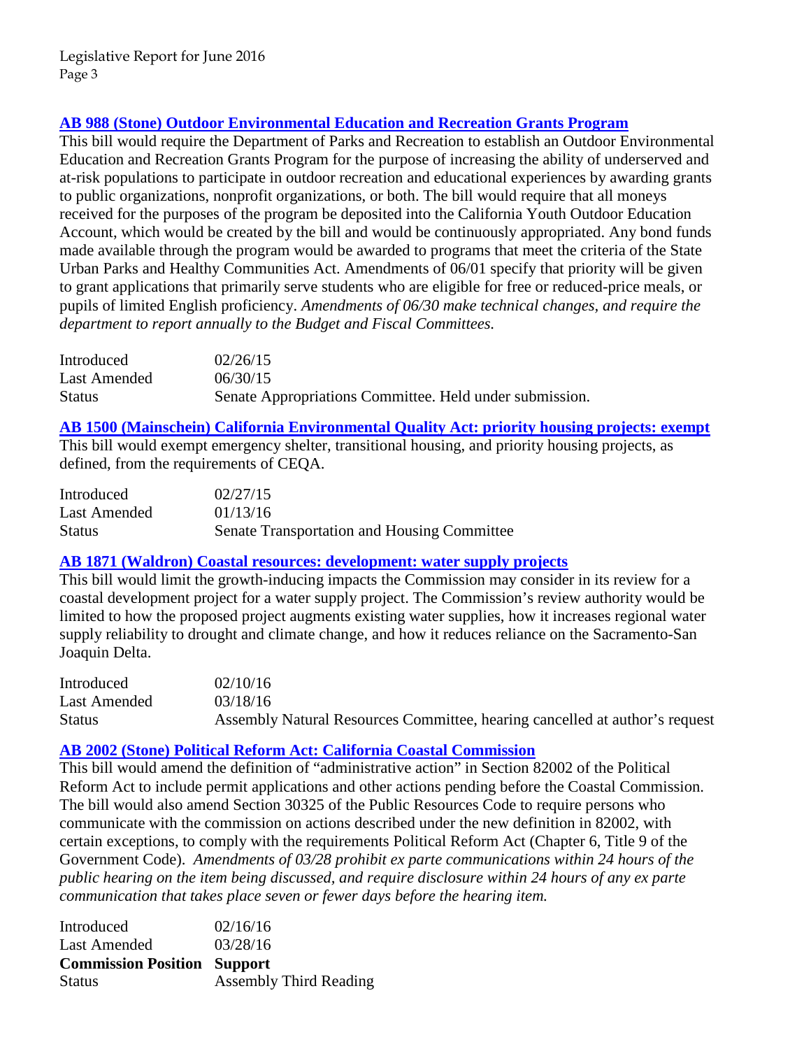### [AB 988 (Stone) Outdoor Environmental Education and Recreation Grants Program]

This bill would require the Department of Parks and Recreation to establish an Outdoor Environmental Education and Recreation Grants Program for the purpose of increasing the ability of underserved and at-risk populations to participate in outdoor recreation and educational experiences by awarding grants to public organizations, nonprofit organizations, or both. The bill would require that all moneys received for the purposes of the program be deposited into the California Youth Outdoor Education Account, which would be created by the bill and would be continuously appropriated. Any bond funds made available through the program would be awarded to programs that meet the criteria of the State Urban Parks and Healthy Communities Act. Amendments of 06/01 specify that priority will be given to grant applications that primarily serve students who are eligible for free or reduced-price meals, or pupils of limited English proficiency. *Amendments of 06/30 make technical changes, and require the department to report annually to the Budget and Fiscal Committees.*

| | |
|---|---|
| Introduced | 02/26/15 |
| Last Amended | 06/30/15 |
| Status | Senate Appropriations Committee. Held under submission. |

### [AB 1500 (Mainschein) California Environmental Quality Act: priority housing projects: exempt]

This bill would exempt emergency shelter, transitional housing, and priority housing projects, as defined, from the requirements of CEQA.

| | |
|---|---|
| Introduced | 02/27/15 |
| Last Amended | 01/13/16 |
| Status | Senate Transportation and Housing Committee |

### [AB 1871 (Waldron) Coastal resources: development: water supply projects]

This bill would limit the growth-inducing impacts the Commission may consider in its review for a coastal development project for a water supply project. The Commission's review authority would be limited to how the proposed project augments existing water supplies, how it increases regional water supply reliability to drought and climate change, and how it reduces reliance on the Sacramento-San Joaquin Delta.

| | |
|---|---|
| Introduced | 02/10/16 |
| Last Amended | 03/18/16 |
| Status | Assembly Natural Resources Committee, hearing cancelled at author's request |

### [AB 2002 (Stone) Political Reform Act: California Coastal Commission]

This bill would amend the definition of "administrative action" in Section 82002 of the Political Reform Act to include permit applications and other actions pending before the Coastal Commission. The bill would also amend Section 30325 of the Public Resources Code to require persons who communicate with the commission on actions described under the new definition in 82002, with certain exceptions, to comply with the requirements Political Reform Act (Chapter 6, Title 9 of the Government Code). *Amendments of 03/28 prohibit ex parte communications within 24 hours of the public hearing on the item being discussed, and require disclosure within 24 hours of any ex parte communication that takes place seven or fewer days before the hearing item.*

| | |
|---|---|
| Introduced | 02/16/16 |
| Last Amended | 03/28/16 |
| **Commission Position** | **Support** |
| Status | Assembly Third Reading |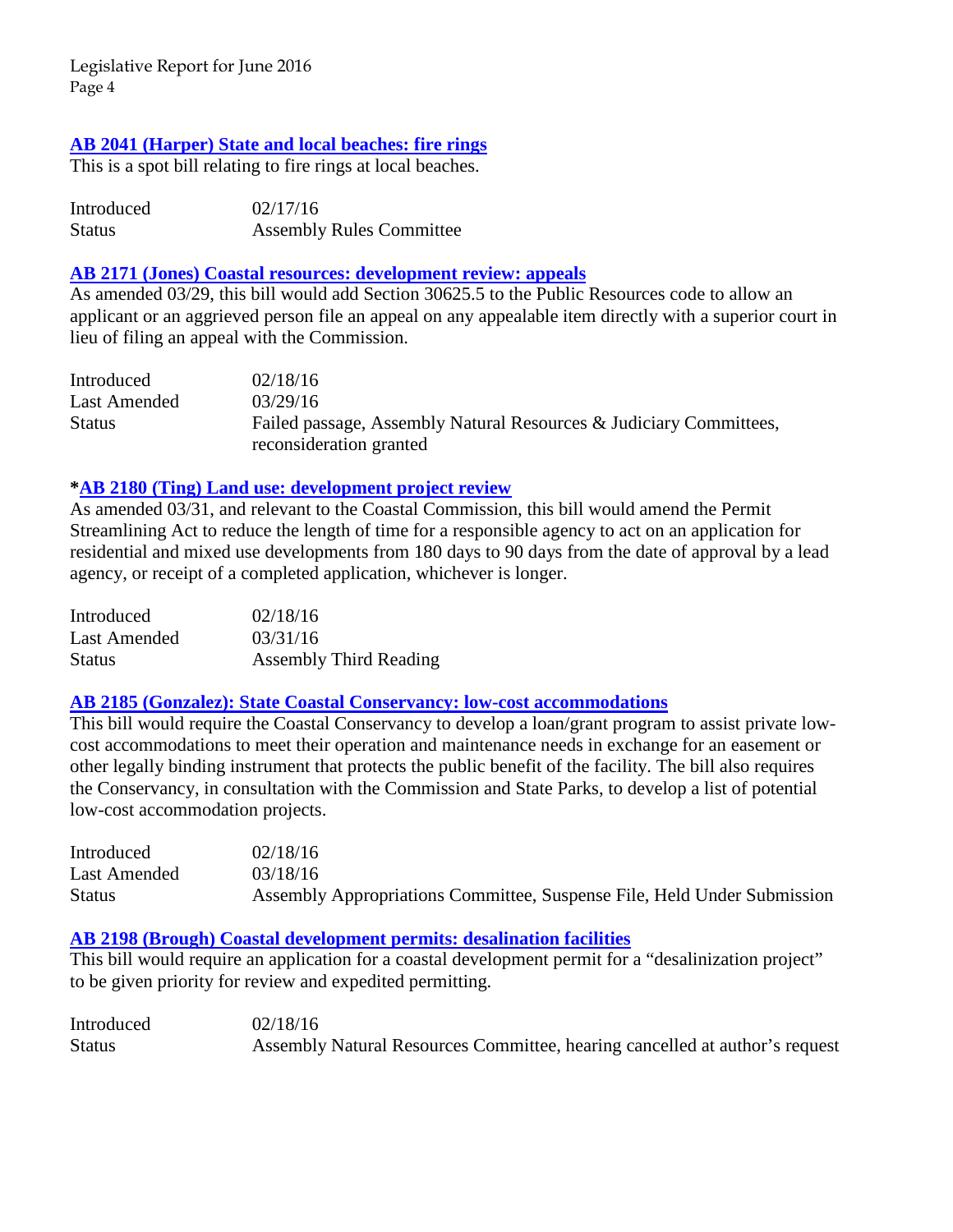### AB 2041 (Harper) State and local beaches: fire rings

This is a spot bill relating to fire rings at local beaches.

| | |
|---|---|
| Introduced | 02/17/16 |
| Status | Assembly Rules Committee |

### AB 2171 (Jones) Coastal resources: development review: appeals

As amended 03/29, this bill would add Section 30625.5 to the Public Resources code to allow an applicant or an aggrieved person file an appeal on any appealable item directly with a superior court in lieu of filing an appeal with the Commission.

| | |
|---|---|
| Introduced | 02/18/16 |
| Last Amended | 03/29/16 |
| Status | Failed passage, Assembly Natural Resources & Judiciary Committees, reconsideration granted |

### *AB 2180 (Ting) Land use: development project review

As amended 03/31, and relevant to the Coastal Commission, this bill would amend the Permit Streamlining Act to reduce the length of time for a responsible agency to act on an application for residential and mixed use developments from 180 days to 90 days from the date of approval by a lead agency, or receipt of a completed application, whichever is longer.

| | |
|---|---|
| Introduced | 02/18/16 |
| Last Amended | 03/31/16 |
| Status | Assembly Third Reading |

### AB 2185 (Gonzalez): State Coastal Conservancy: low-cost accommodations

This bill would require the Coastal Conservancy to develop a loan/grant program to assist private low-cost accommodations to meet their operation and maintenance needs in exchange for an easement or other legally binding instrument that protects the public benefit of the facility. The bill also requires the Conservancy, in consultation with the Commission and State Parks, to develop a list of potential low-cost accommodation projects.

| | |
|---|---|
| Introduced | 02/18/16 |
| Last Amended | 03/18/16 |
| Status | Assembly Appropriations Committee, Suspense File, Held Under Submission |

### AB 2198 (Brough) Coastal development permits: desalination facilities

This bill would require an application for a coastal development permit for a "desalinization project" to be given priority for review and expedited permitting.

| | |
|---|---|
| Introduced | 02/18/16 |
| Status | Assembly Natural Resources Committee, hearing cancelled at author's request |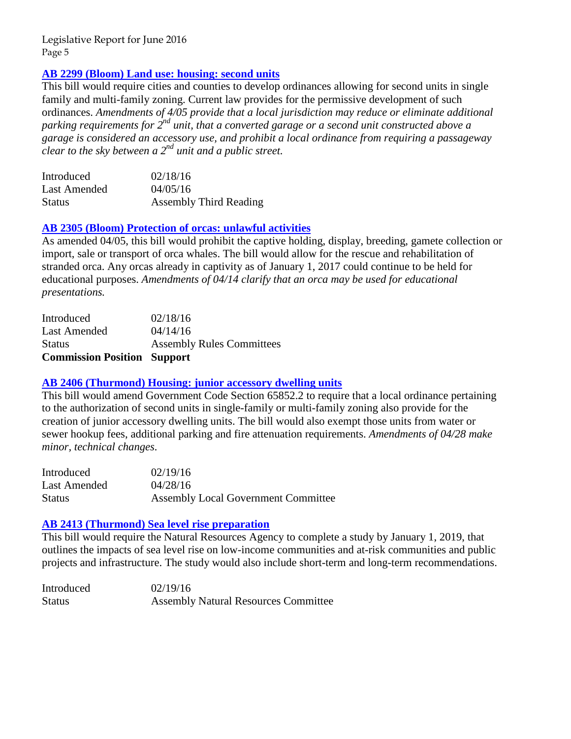### AB 2299 (Bloom) Land use: housing: second units

This bill would require cities and counties to develop ordinances allowing for second units in single family and multi-family zoning. Current law provides for the permissive development of such ordinances. *Amendments of 4/05 provide that a local jurisdiction may reduce or eliminate additional parking requirements for 2nd unit, that a converted garage or a second unit constructed above a garage is considered an accessory use, and prohibit a local ordinance from requiring a passageway clear to the sky between a 2nd unit and a public street.*

| | |
|---|---|
| Introduced | 02/18/16 |
| Last Amended | 04/05/16 |
| Status | Assembly Third Reading |

### AB 2305 (Bloom) Protection of orcas: unlawful activities

As amended 04/05, this bill would prohibit the captive holding, display, breeding, gamete collection or import, sale or transport of orca whales. The bill would allow for the rescue and rehabilitation of stranded orca. Any orcas already in captivity as of January 1, 2017 could continue to be held for educational purposes. *Amendments of 04/14 clarify that an orca may be used for educational presentations.*

| | |
|---|---|
| Introduced | 02/18/16 |
| Last Amended | 04/14/16 |
| Status | Assembly Rules Committees |
| **Commission Position** | **Support** |

### AB 2406 (Thurmond) Housing: junior accessory dwelling units

This bill would amend Government Code Section 65852.2 to require that a local ordinance pertaining to the authorization of second units in single-family or multi-family zoning also provide for the creation of junior accessory dwelling units. The bill would also exempt those units from water or sewer hookup fees, additional parking and fire attenuation requirements. *Amendments of 04/28 make minor, technical changes.*

| | |
|---|---|
| Introduced | 02/19/16 |
| Last Amended | 04/28/16 |
| Status | Assembly Local Government Committee |

### AB 2413 (Thurmond) Sea level rise preparation

This bill would require the Natural Resources Agency to complete a study by January 1, 2019, that outlines the impacts of sea level rise on low-income communities and at-risk communities and public projects and infrastructure. The study would also include short-term and long-term recommendations.

| | |
|---|---|
| Introduced | 02/19/16 |
| Status | Assembly Natural Resources Committee |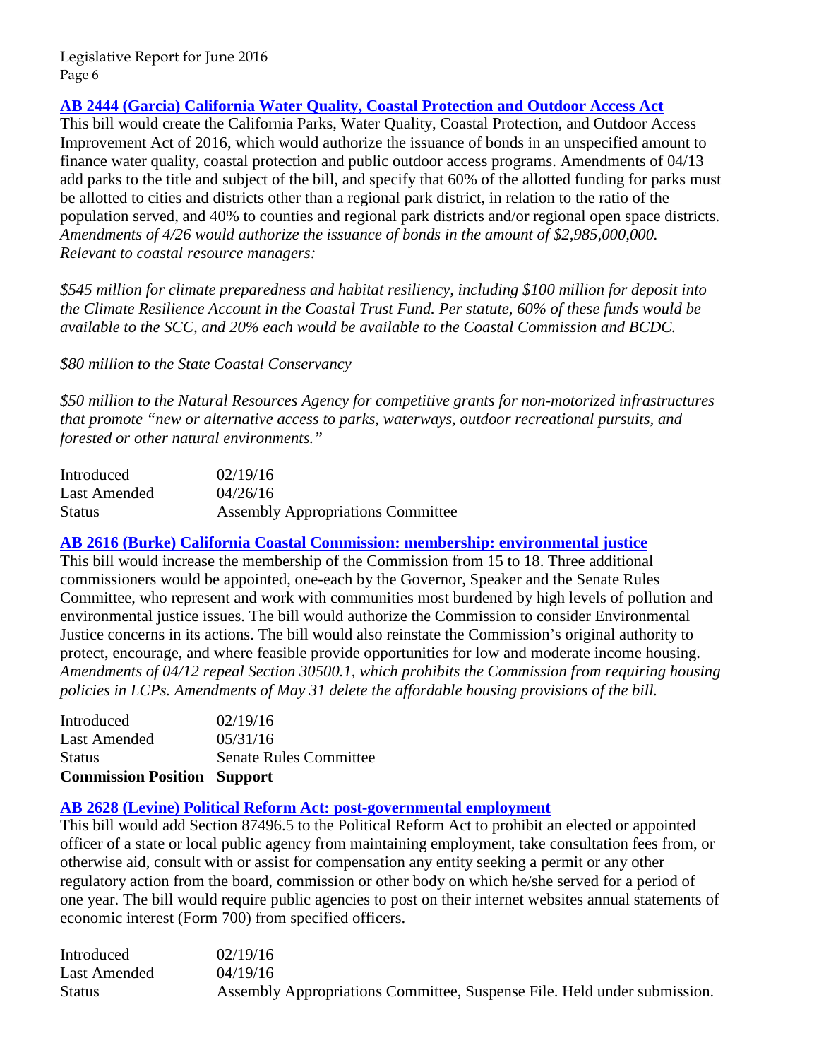### [AB 2444 (Garcia) California Water Quality, Coastal Protection and Outdoor Access Act]

This bill would create the California Parks, Water Quality, Coastal Protection, and Outdoor Access Improvement Act of 2016, which would authorize the issuance of bonds in an unspecified amount to finance water quality, coastal protection and public outdoor access programs. Amendments of 04/13 add parks to the title and subject of the bill, and specify that 60% of the allotted funding for parks must be allotted to cities and districts other than a regional park district, in relation to the ratio of the population served, and 40% to counties and regional park districts and/or regional open space districts. *Amendments of 4/26 would authorize the issuance of bonds in the amount of $2,985,000,000. Relevant to coastal resource managers:*

*$545 million for climate preparedness and habitat resiliency, including $100 million for deposit into the Climate Resilience Account in the Coastal Trust Fund. Per statute, 60% of these funds would be available to the SCC, and 20% each would be available to the Coastal Commission and BCDC.*

*$80 million to the State Coastal Conservancy*

*$50 million to the Natural Resources Agency for competitive grants for non-motorized infrastructures that promote "new or alternative access to parks, waterways, outdoor recreational pursuits, and forested or other natural environments."*

| | |
|---|---|
| Introduced | 02/19/16 |
| Last Amended | 04/26/16 |
| Status | Assembly Appropriations Committee |

### [AB 2616 (Burke) California Coastal Commission: membership: environmental justice]

This bill would increase the membership of the Commission from 15 to 18. Three additional commissioners would be appointed, one-each by the Governor, Speaker and the Senate Rules Committee, who represent and work with communities most burdened by high levels of pollution and environmental justice issues. The bill would authorize the Commission to consider Environmental Justice concerns in its actions. The bill would also reinstate the Commission's original authority to protect, encourage, and where feasible provide opportunities for low and moderate income housing. *Amendments of 04/12 repeal Section 30500.1, which prohibits the Commission from requiring housing policies in LCPs. Amendments of May 31 delete the affordable housing provisions of the bill.*

| | |
|---|---|
| Introduced | 02/19/16 |
| Last Amended | 05/31/16 |
| Status | Senate Rules Committee |
| **Commission Position** | **Support** |

### [AB 2628 (Levine) Political Reform Act: post-governmental employment]

This bill would add Section 87496.5 to the Political Reform Act to prohibit an elected or appointed officer of a state or local public agency from maintaining employment, take consultation fees from, or otherwise aid, consult with or assist for compensation any entity seeking a permit or any other regulatory action from the board, commission or other body on which he/she served for a period of one year. The bill would require public agencies to post on their internet websites annual statements of economic interest (Form 700) from specified officers.

| | |
|---|---|
| Introduced | 02/19/16 |
| Last Amended | 04/19/16 |
| Status | Assembly Appropriations Committee, Suspense File. Held under submission. |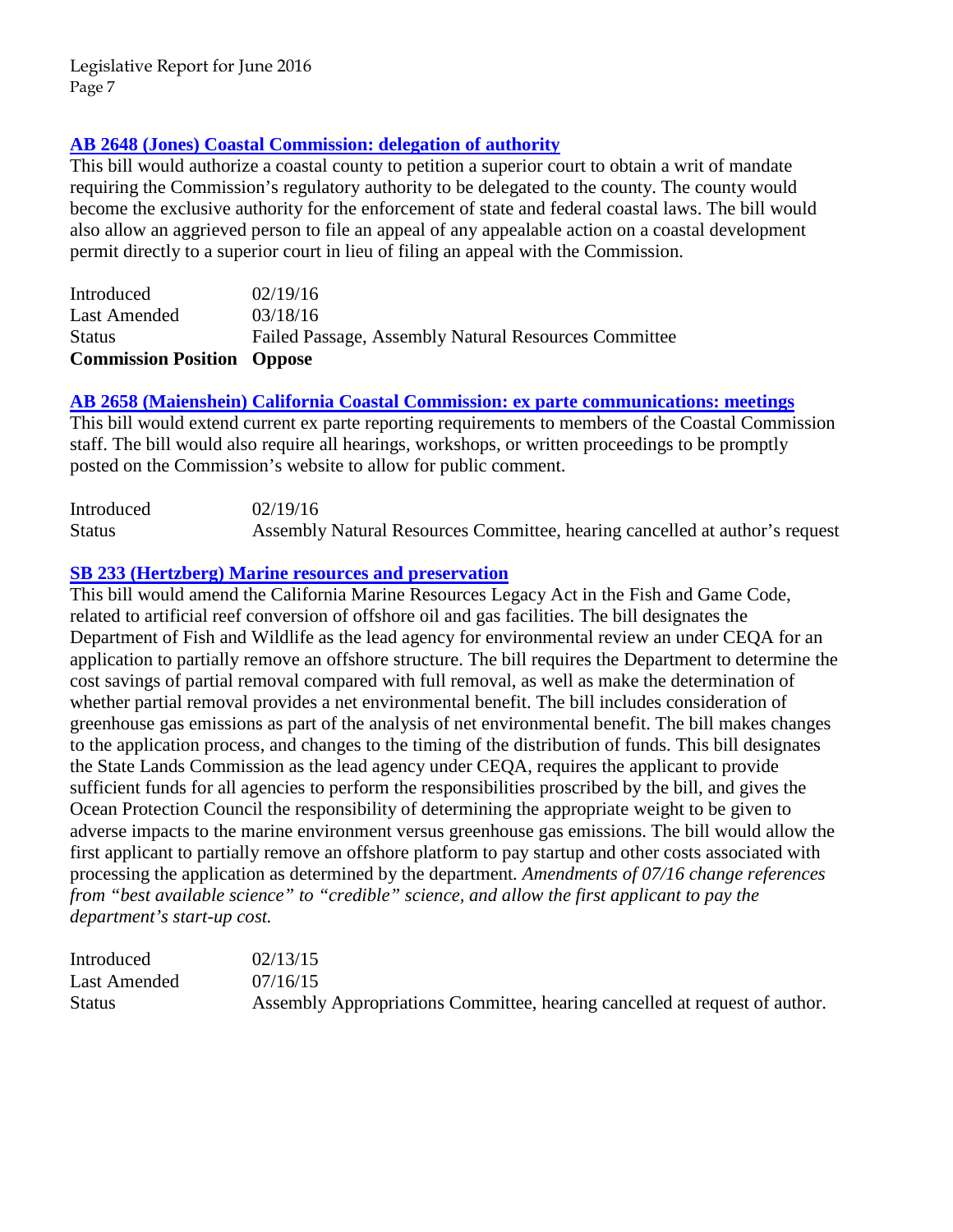### [AB 2648 (Jones) Coastal Commission: delegation of authority]

This bill would authorize a coastal county to petition a superior court to obtain a writ of mandate requiring the Commission's regulatory authority to be delegated to the county. The county would become the exclusive authority for the enforcement of state and federal coastal laws. The bill would also allow an aggrieved person to file an appeal of any appealable action on a coastal development permit directly to a superior court in lieu of filing an appeal with the Commission.

| | |
|---|---|
| Introduced | 02/19/16 |
| Last Amended | 03/18/16 |
| Status | Failed Passage, Assembly Natural Resources Committee |
| **Commission Position** | **Oppose** |

### [AB 2658 (Maienshein) California Coastal Commission: ex parte communications: meetings]

This bill would extend current ex parte reporting requirements to members of the Coastal Commission staff. The bill would also require all hearings, workshops, or written proceedings to be promptly posted on the Commission's website to allow for public comment.

| | |
|---|---|
| Introduced | 02/19/16 |
| Status | Assembly Natural Resources Committee, hearing cancelled at author's request |

### [SB 233 (Hertzberg) Marine resources and preservation]

This bill would amend the California Marine Resources Legacy Act in the Fish and Game Code, related to artificial reef conversion of offshore oil and gas facilities. The bill designates the Department of Fish and Wildlife as the lead agency for environmental review an under CEQA for an application to partially remove an offshore structure. The bill requires the Department to determine the cost savings of partial removal compared with full removal, as well as make the determination of whether partial removal provides a net environmental benefit. The bill includes consideration of greenhouse gas emissions as part of the analysis of net environmental benefit. The bill makes changes to the application process, and changes to the timing of the distribution of funds. This bill designates the State Lands Commission as the lead agency under CEQA, requires the applicant to provide sufficient funds for all agencies to perform the responsibilities proscribed by the bill, and gives the Ocean Protection Council the responsibility of determining the appropriate weight to be given to adverse impacts to the marine environment versus greenhouse gas emissions. The bill would allow the first applicant to partially remove an offshore platform to pay startup and other costs associated with processing the application as determined by the department. *Amendments of 07/16 change references from "best available science" to "credible" science, and allow the first applicant to pay the department's start-up cost.*

| | |
|---|---|
| Introduced | 02/13/15 |
| Last Amended | 07/16/15 |
| Status | Assembly Appropriations Committee, hearing cancelled at request of author. |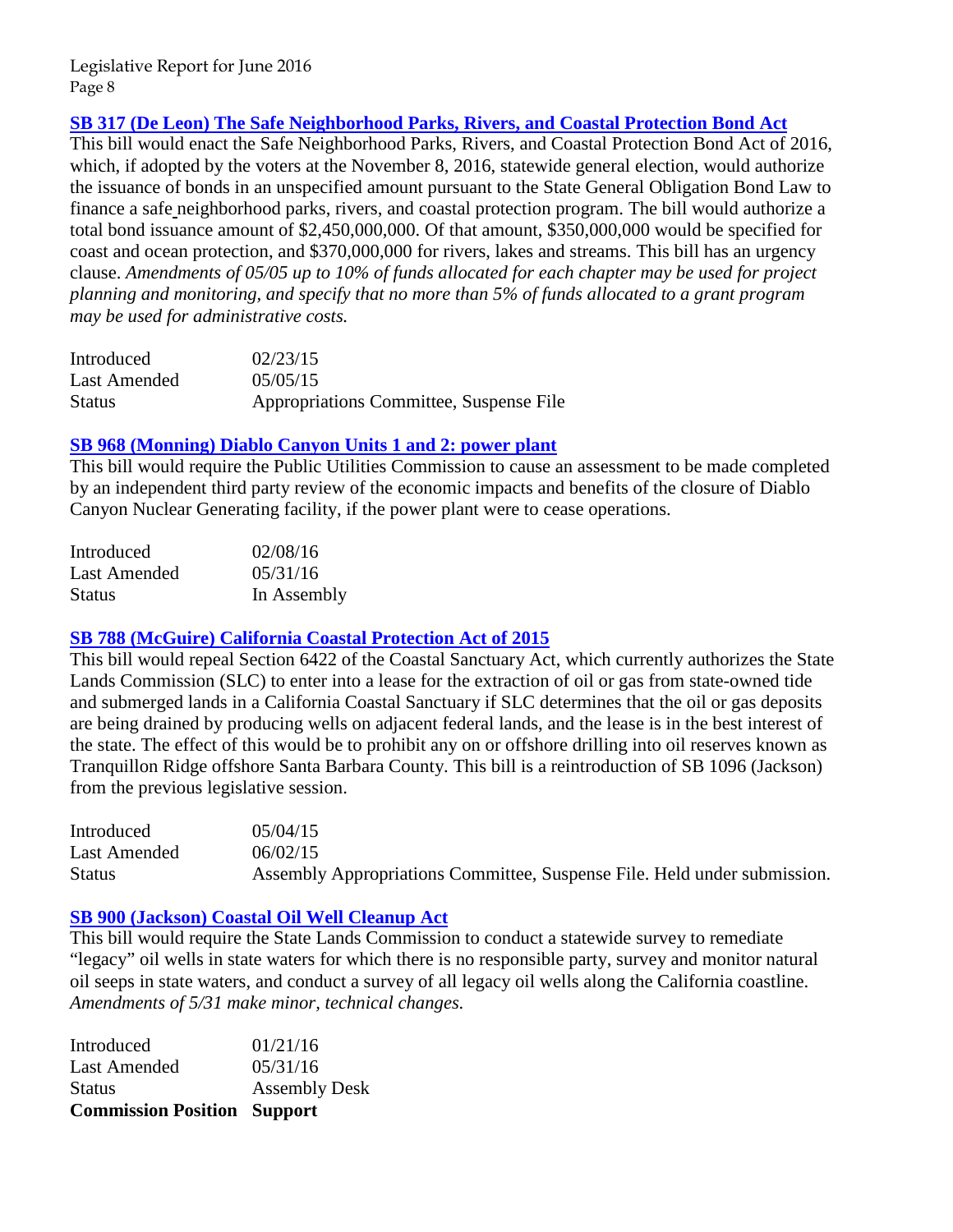### SB 317 (De Leon) The Safe Neighborhood Parks, Rivers, and Coastal Protection Bond Act

This bill would enact the Safe Neighborhood Parks, Rivers, and Coastal Protection Bond Act of 2016, which, if adopted by the voters at the November 8, 2016, statewide general election, would authorize the issuance of bonds in an unspecified amount pursuant to the State General Obligation Bond Law to finance a safe neighborhood parks, rivers, and coastal protection program. The bill would authorize a total bond issuance amount of $2,450,000,000. Of that amount, $350,000,000 would be specified for coast and ocean protection, and $370,000,000 for rivers, lakes and streams. This bill has an urgency clause. *Amendments of 05/05 up to 10% of funds allocated for each chapter may be used for project planning and monitoring, and specify that no more than 5% of funds allocated to a grant program may be used for administrative costs.*

| | |
|---|---|
| Introduced | 02/23/15 |
| Last Amended | 05/05/15 |
| Status | Appropriations Committee, Suspense File |

### SB 968 (Monning) Diablo Canyon Units 1 and 2: power plant

This bill would require the Public Utilities Commission to cause an assessment to be made completed by an independent third party review of the economic impacts and benefits of the closure of Diablo Canyon Nuclear Generating facility, if the power plant were to cease operations.

| | |
|---|---|
| Introduced | 02/08/16 |
| Last Amended | 05/31/16 |
| Status | In Assembly |

### SB 788 (McGuire) California Coastal Protection Act of 2015

This bill would repeal Section 6422 of the Coastal Sanctuary Act, which currently authorizes the State Lands Commission (SLC) to enter into a lease for the extraction of oil or gas from state-owned tide and submerged lands in a California Coastal Sanctuary if SLC determines that the oil or gas deposits are being drained by producing wells on adjacent federal lands, and the lease is in the best interest of the state. The effect of this would be to prohibit any on or offshore drilling into oil reserves known as Tranquillon Ridge offshore Santa Barbara County. This bill is a reintroduction of SB 1096 (Jackson) from the previous legislative session.

| | |
|---|---|
| Introduced | 05/04/15 |
| Last Amended | 06/02/15 |
| Status | Assembly Appropriations Committee, Suspense File. Held under submission. |

### SB 900 (Jackson) Coastal Oil Well Cleanup Act

This bill would require the State Lands Commission to conduct a statewide survey to remediate "legacy" oil wells in state waters for which there is no responsible party, survey and monitor natural oil seeps in state waters, and conduct a survey of all legacy oil wells along the California coastline. *Amendments of 5/31 make minor, technical changes.*

| | |
|---|---|
| Introduced | 01/21/16 |
| Last Amended | 05/31/16 |
| Status | Assembly Desk |
| **Commission Position** | **Support** |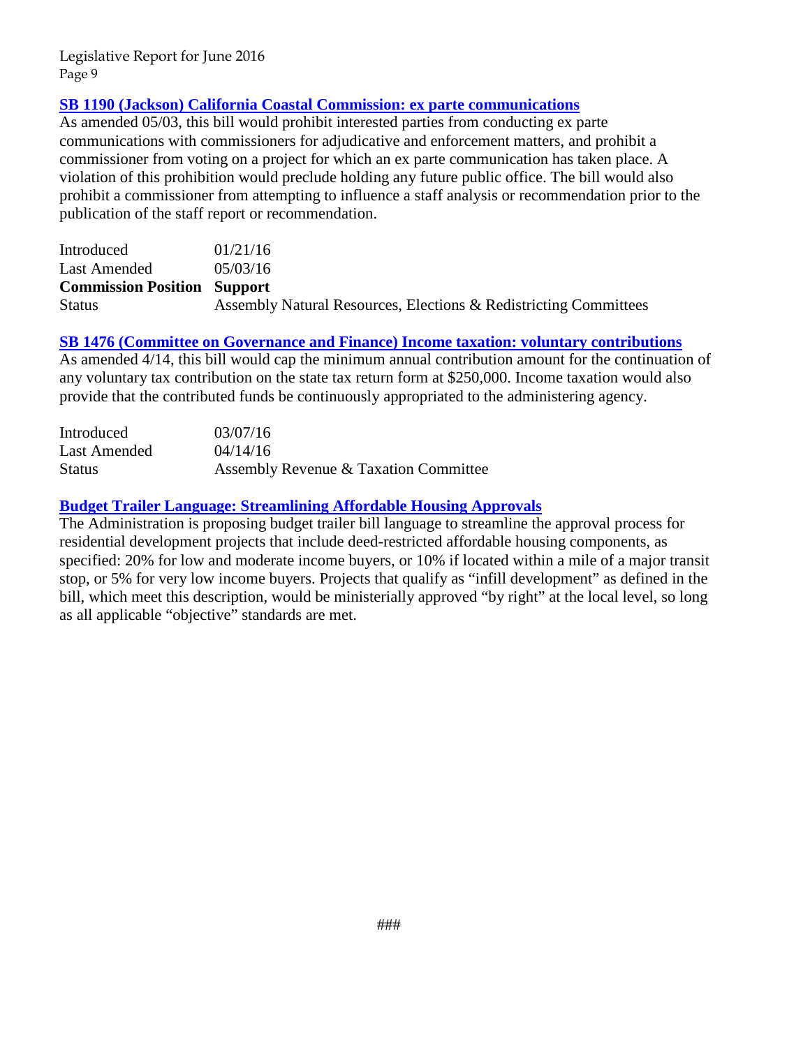### SB 1190 (Jackson) California Coastal Commission: ex parte communications

As amended 05/03, this bill would prohibit interested parties from conducting ex parte communications with commissioners for adjudicative and enforcement matters, and prohibit a commissioner from voting on a project for which an ex parte communication has taken place. A violation of this prohibition would preclude holding any future public office. The bill would also prohibit a commissioner from attempting to influence a staff analysis or recommendation prior to the publication of the staff report or recommendation.

| | |
|---|---|
| Introduced | 01/21/16 |
| Last Amended | 05/03/16 |
| **Commission Position** | **Support** |
| Status | Assembly Natural Resources, Elections & Redistricting Committees |

### SB 1476 (Committee on Governance and Finance) Income taxation: voluntary contributions

As amended 4/14, this bill would cap the minimum annual contribution amount for the continuation of any voluntary tax contribution on the state tax return form at $250,000. Income taxation would also provide that the contributed funds be continuously appropriated to the administering agency.

| | |
|---|---|
| Introduced | 03/07/16 |
| Last Amended | 04/14/16 |
| Status | Assembly Revenue & Taxation Committee |

### Budget Trailer Language: Streamlining Affordable Housing Approvals

The Administration is proposing budget trailer bill language to streamline the approval process for residential development projects that include deed-restricted affordable housing components, as specified: 20% for low and moderate income buyers, or 10% if located within a mile of a major transit stop, or 5% for very low income buyers. Projects that qualify as "infill development" as defined in the bill, which meet this description, would be ministerially approved "by right" at the local level, so long as all applicable "objective" standards are met.

###